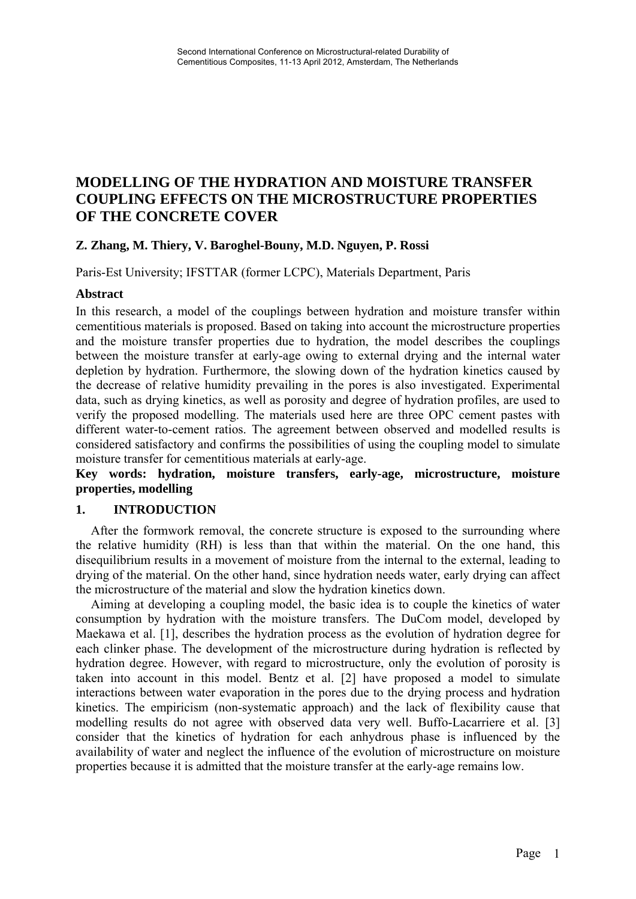# MODELLING OF THE HYDRATION AND MOISTURE TRANSFER COUPLING EFFECTS ON THE MICROSTRUCTURE PROPERTIES OF THE CONCRETE COVER

**Z. Zhang, M. Thiery, V. Baroghel-Bouny, M.D. Nguyen, P. Rossi**

Paris-Est University; IFSTTAR (former LCPC), Materials Department, Paris

## Abstract

In this research, a model of the couplings between hydration and moisture transfer within cementitious materials is proposed. Based on taking into account the microstructure properties and the moisture transfer properties due to hydration, the model describes the couplings between the moisture transfer at early-age owing to external drying and the internal water depletion by hydration. Furthermore, the slowing down of the hydration kinetics caused by the decrease of relative humidity prevailing in the pores is also investigated. Experimental data, such as drying kinetics, as well as porosity and degree of hydration profiles, are used to verify the proposed modelling. The materials used here are three OPC cement pastes with different water-to-cement ratios. The agreement between observed and modelled results is considered satisfactory and confirms the possibilities of using the coupling model to simulate moisture transfer for cementitious materials at early-age.

**Key words: hydration, moisture transfers, early-age, microstructure, moisture properties, modelling**

## 1. INTRODUCTION

After the formwork removal, the concrete structure is exposed to the surrounding where the relative humidity (RH) is less than that within the material. On the one hand, this disequilibrium results in a movement of moisture from the internal to the external, leading to drying of the material. On the other hand, since hydration needs water, early drying can affect the microstructure of the material and slow the hydration kinetics down.

Aiming at developing a coupling model, the basic idea is to couple the kinetics of water consumption by hydration with the moisture transfers. The DuCom model, developed by Maekawa et al. [1], describes the hydration process as the evolution of hydration degree for each clinker phase. The development of the microstructure during hydration is reflected by hydration degree. However, with regard to microstructure, only the evolution of porosity is taken into account in this model. Bentz et al. [2] have proposed a model to simulate interactions between water evaporation in the pores due to the drying process and hydration kinetics. The empiricism (non-systematic approach) and the lack of flexibility cause that modelling results do not agree with observed data very well. Buffo-Lacarriere et al. [3] consider that the kinetics of hydration for each anhydrous phase is influenced by the availability of water and neglect the influence of the evolution of microstructure on moisture properties because it is admitted that the moisture transfer at the early-age remains low.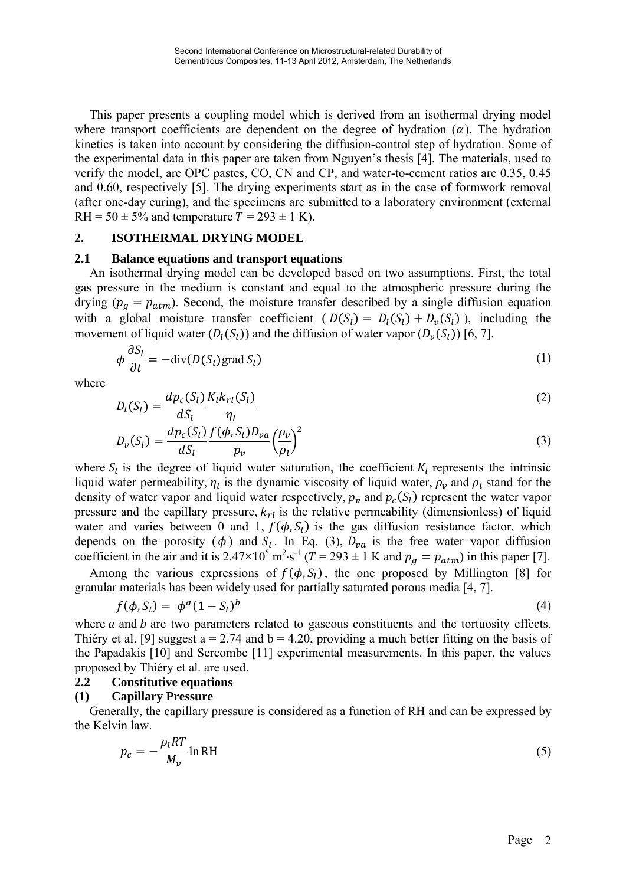This paper presents a coupling model which is derived from an isothermal drying model where transport coefficients are dependent on the degree of hydration ($\alpha$). The hydration kinetics is taken into account by considering the diffusion-control step of hydration. Some of the experimental data in this paper are taken from Nguyen's thesis [4]. The materials, used to verify the model, are OPC pastes, CO, CN and CP, and water-to-cement ratios are 0.35, 0.45 and 0.60, respectively [5]. The drying experiments start as in the case of formwork removal (after one-day curing), and the specimens are submitted to a laboratory environment (external RH = 50 ± 5% and temperature $T$ = 293 ± 1 K).

## 2. ISOTHERMAL DRYING MODEL

### 2.1 Balance equations and transport equations

An isothermal drying model can be developed based on two assumptions. First, the total gas pressure in the medium is constant and equal to the atmospheric pressure during the drying ($p_g = p_{atm}$). Second, the moisture transfer described by a single diffusion equation with a global moisture transfer coefficient ( $D(S_l) = D_l(S_l) + D_v(S_l)$ ), including the movement of liquid water ($D_l(S_l)$) and the diffusion of water vapor ($D_v(S_l)$) [6, 7].

$$\phi \frac{\partial S_l}{\partial t} = -\text{div}(D(S_l)\text{grad}\, S_l) \tag{1}$$

where

$$D_l(S_l) = \frac{dp_c(S_l)}{dS_l}\frac{K_l k_{rl}(S_l)}{\eta_l} \tag{2}$$

$$D_v(S_l) = \frac{dp_c(S_l)}{dS_l}\frac{f(\phi, S_l)D_{va}}{p_v}\left(\frac{\rho_v}{\rho_l}\right)^2 \tag{3}$$

where $S_l$ is the degree of liquid water saturation, the coefficient $K_l$ represents the intrinsic liquid water permeability, $\eta_l$ is the dynamic viscosity of liquid water, $\rho_v$ and $\rho_l$ stand for the density of water vapor and liquid water respectively, $p_v$ and $p_c(S_l)$ represent the water vapor pressure and the capillary pressure, $k_{rl}$ is the relative permeability (dimensionless) of liquid water and varies between 0 and 1, $f(\phi, S_l)$ is the gas diffusion resistance factor, which depends on the porosity ($\phi$) and $S_l$. In Eq. (3), $D_{va}$ is the free water vapor diffusion coefficient in the air and it is $2.47 \times 10^5$ m$^2$·s$^{-1}$ ($T$ = 293 ± 1 K and $p_g = p_{atm}$) in this paper [7].

Among the various expressions of $f(\phi, S_l)$, the one proposed by Millington [8] for granular materials has been widely used for partially saturated porous media [4, 7].

$$f(\phi, S_l) = \phi^a(1 - S_l)^b \tag{4}$$

where $a$ and $b$ are two parameters related to gaseous constituents and the tortuosity effects. Thiéry et al. [9] suggest a = 2.74 and b = 4.20, providing a much better fitting on the basis of the Papadakis [10] and Sercombe [11] experimental measurements. In this paper, the values proposed by Thiéry et al. are used.

### 2.2 Constitutive equations

#### (1) Capillary Pressure

Generally, the capillary pressure is considered as a function of RH and can be expressed by the Kelvin law.

$$p_c = -\frac{\rho_l RT}{M_v}\ln \text{RH} \tag{5}$$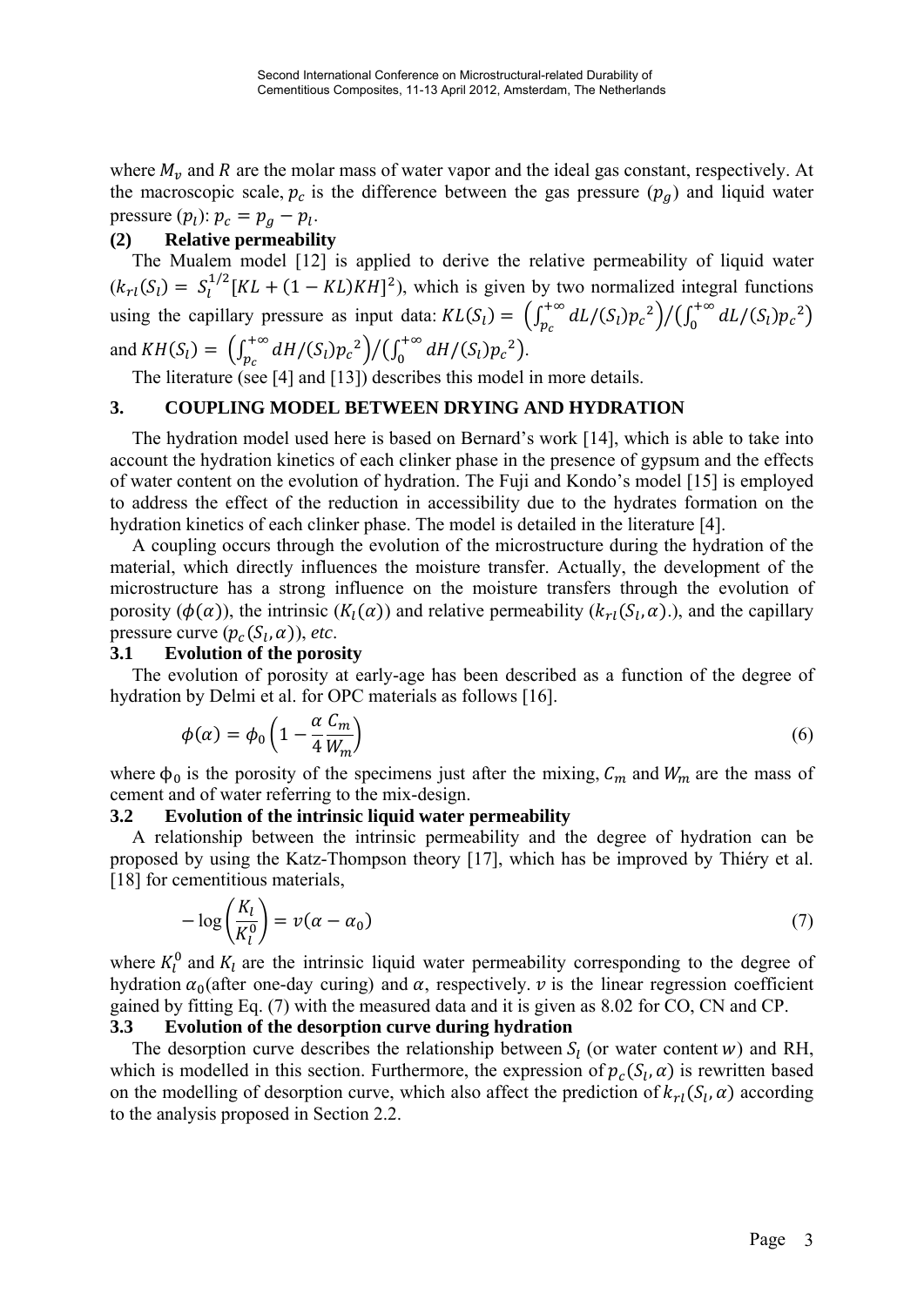where $M_v$ and $R$ are the molar mass of water vapor and the ideal gas constant, respectively. At the macroscopic scale, $p_c$ is the difference between the gas pressure ($p_g$) and liquid water pressure ($p_l$): $p_c = p_g - p_l$.

**(2) Relative permeability**

The Mualem model [12] is applied to derive the relative permeability of liquid water ($k_{rl}(S_l) = S_l^{1/2}[KL + (1 - KL)KH]^2$), which is given by two normalized integral functions using the capillary pressure as input data: $KL(S_l) = \left(\int_{p_c}^{+\infty} dL/(S_l){p_c}^2\right) / \left(\int_0^{+\infty} dL/(S_l){p_c}^2\right)$ and $KH(S_l) = \left(\int_{p_c}^{+\infty} dH/(S_l){p_c}^2\right) / \left(\int_0^{+\infty} dH/(S_l){p_c}^2\right)$.

The literature (see [4] and [13]) describes this model in more details.

## 3. COUPLING MODEL BETWEEN DRYING AND HYDRATION

The hydration model used here is based on Bernard's work [14], which is able to take into account the hydration kinetics of each clinker phase in the presence of gypsum and the effects of water content on the evolution of hydration. The Fuji and Kondo's model [15] is employed to address the effect of the reduction in accessibility due to the hydrates formation on the hydration kinetics of each clinker phase. The model is detailed in the literature [4].

A coupling occurs through the evolution of the microstructure during the hydration of the material, which directly influences the moisture transfer. Actually, the development of the microstructure has a strong influence on the moisture transfers through the evolution of porosity ($\phi(\alpha)$), the intrinsic ($K_l(\alpha)$) and relative permeability ($k_{rl}(S_l, \alpha)$.), and the capillary pressure curve ($p_c(S_l, \alpha)$), *etc*.

### 3.1 Evolution of the porosity

The evolution of porosity at early-age has been described as a function of the degree of hydration by Delmi et al. for OPC materials as follows [16].

$$\phi(\alpha) = \phi_0 \left(1 - \frac{\alpha}{4} \frac{C_m}{W_m}\right) \tag{6}$$

where $\phi_0$ is the porosity of the specimens just after the mixing, $C_m$ and $W_m$ are the mass of cement and of water referring to the mix-design.

### 3.2 Evolution of the intrinsic liquid water permeability

A relationship between the intrinsic permeability and the degree of hydration can be proposed by using the Katz-Thompson theory [17], which has be improved by Thiéry et al. [18] for cementitious materials,

$$-\log\left(\frac{K_l}{K_l^0}\right) = v(\alpha - \alpha_0) \tag{7}$$

where $K_l^0$ and $K_l$ are the intrinsic liquid water permeability corresponding to the degree of hydration $\alpha_0$(after one-day curing) and $\alpha$, respectively. $v$ is the linear regression coefficient gained by fitting Eq. (7) with the measured data and it is given as 8.02 for CO, CN and CP.

### 3.3 Evolution of the desorption curve during hydration

The desorption curve describes the relationship between $S_l$ (or water content $w$) and RH, which is modelled in this section. Furthermore, the expression of $p_c(S_l, \alpha)$ is rewritten based on the modelling of desorption curve, which also affect the prediction of $k_{rl}(S_l, \alpha)$ according to the analysis proposed in Section 2.2.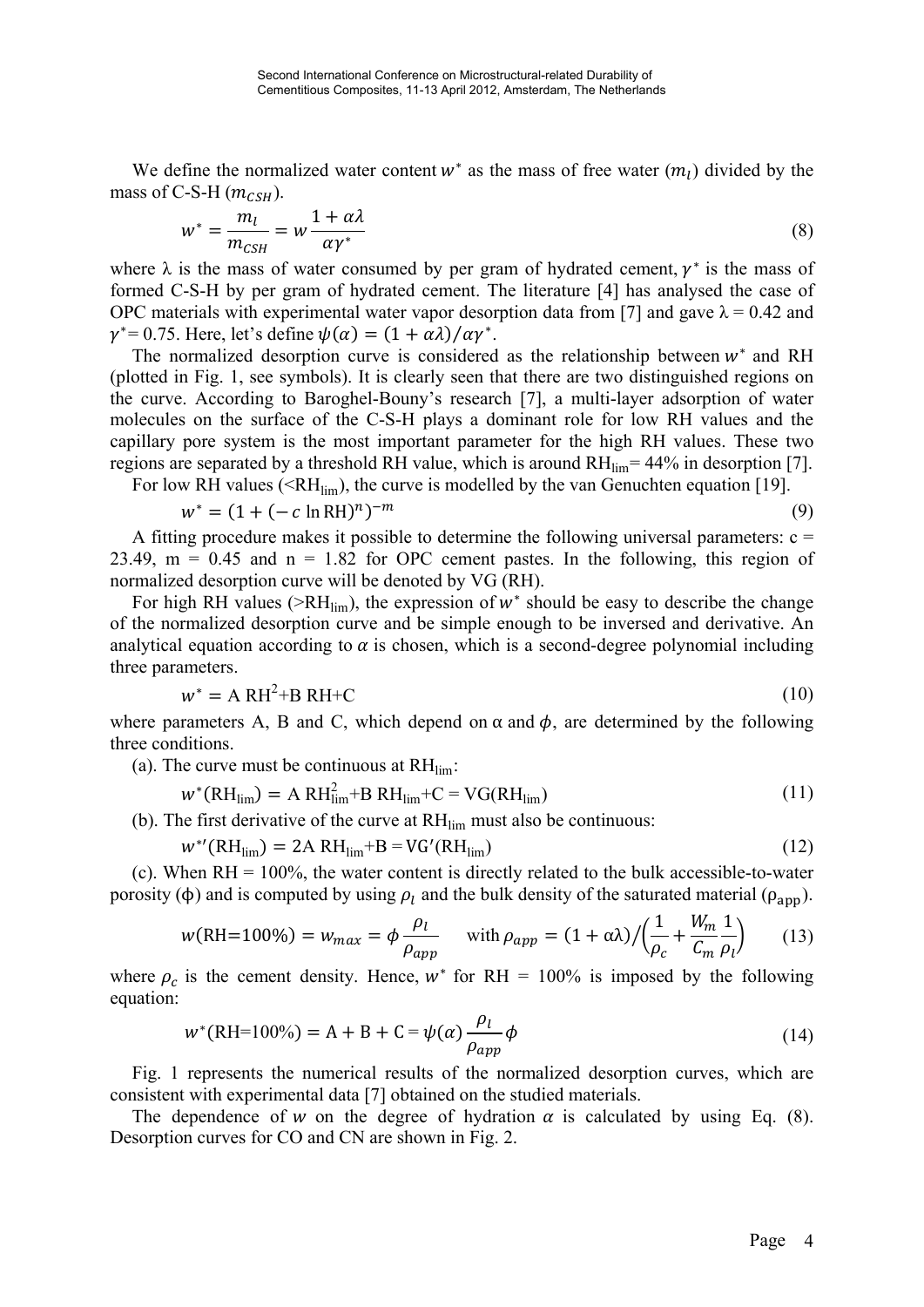We define the normalized water content $w^*$ as the mass of free water ($m_l$) divided by the mass of C-S-H ($m_{CSH}$).

$$w^* = \frac{m_l}{m_{CSH}} = w\frac{1 + \alpha\lambda}{\alpha\gamma^*} \tag{8}$$

where λ is the mass of water consumed by per gram of hydrated cement, $\gamma^*$ is the mass of formed C-S-H by per gram of hydrated cement. The literature [4] has analysed the case of OPC materials with experimental water vapor desorption data from [7] and gave λ = 0.42 and $\gamma^*$= 0.75. Here, let's define $\psi(\alpha) = (1 + \alpha\lambda)/\alpha\gamma^*$.

The normalized desorption curve is considered as the relationship between $w^*$ and RH (plotted in Fig. 1, see symbols). It is clearly seen that there are two distinguished regions on the curve. According to Baroghel-Bouny's research [7], a multi-layer adsorption of water molecules on the surface of the C-S-H plays a dominant role for low RH values and the capillary pore system is the most important parameter for the high RH values. These two regions are separated by a threshold RH value, which is around $\text{RH}_{\text{lim}}$= 44% in desorption [7].

For low RH values (<$\text{RH}_{\text{lim}}$), the curve is modelled by the van Genuchten equation [19].

$$w^* = (1 + (-c\ \ln \text{RH})^n)^{-m} \tag{9}$$

A fitting procedure makes it possible to determine the following universal parameters: c = 23.49, m = 0.45 and n = 1.82 for OPC cement pastes. In the following, this region of normalized desorption curve will be denoted by VG (RH).

For high RH values (>$\text{RH}_{\text{lim}}$), the expression of $w^*$ should be easy to describe the change of the normalized desorption curve and be simple enough to be inversed and derivative. An analytical equation according to $\alpha$ is chosen, which is a second-degree polynomial including three parameters.

$$w^* = \text{A RH}^2\text{+B RH+C} \tag{10}$$

where parameters A, B and C, which depend on α and $\phi$, are determined by the following three conditions.

(a). The curve must be continuous at $\text{RH}_{\text{lim}}$:

$$w^*(\text{RH}_{\text{lim}}) = \text{A RH}_{\text{lim}}^2\text{+B RH}_{\text{lim}}\text{+C} = \text{VG}(\text{RH}_{\text{lim}}) \tag{11}$$

(b). The first derivative of the curve at $\text{RH}_{\text{lim}}$ must also be continuous:

$$w^{*\prime}(\text{RH}_{\text{lim}}) = 2\text{A RH}_{\text{lim}}\text{+B} = \text{VG}'(\text{RH}_{\text{lim}}) \tag{12}$$

(c). When RH = 100%, the water content is directly related to the bulk accessible-to-water porosity (ϕ) and is computed by using $\rho_l$ and the bulk density of the saturated material ($\rho_{\text{app}}$).

$$w(\text{RH=100\%}) = w_{max} = \phi\frac{\rho_l}{\rho_{app}} \quad \text{with } \rho_{app} = (1 + \alpha\lambda)\Big/\left(\frac{1}{\rho_c} + \frac{W_m}{C_m}\frac{1}{\rho_l}\right) \tag{13}$$

where $\rho_c$ is the cement density. Hence, $w^*$ for RH = 100% is imposed by the following equation:

$$w^*(\text{RH=100\%}) = \text{A} + \text{B} + \text{C} = \psi(\alpha)\frac{\rho_l}{\rho_{app}}\phi \tag{14}$$

Fig. 1 represents the numerical results of the normalized desorption curves, which are consistent with experimental data [7] obtained on the studied materials.

The dependence of $w$ on the degree of hydration $\alpha$ is calculated by using Eq. (8). Desorption curves for CO and CN are shown in Fig. 2.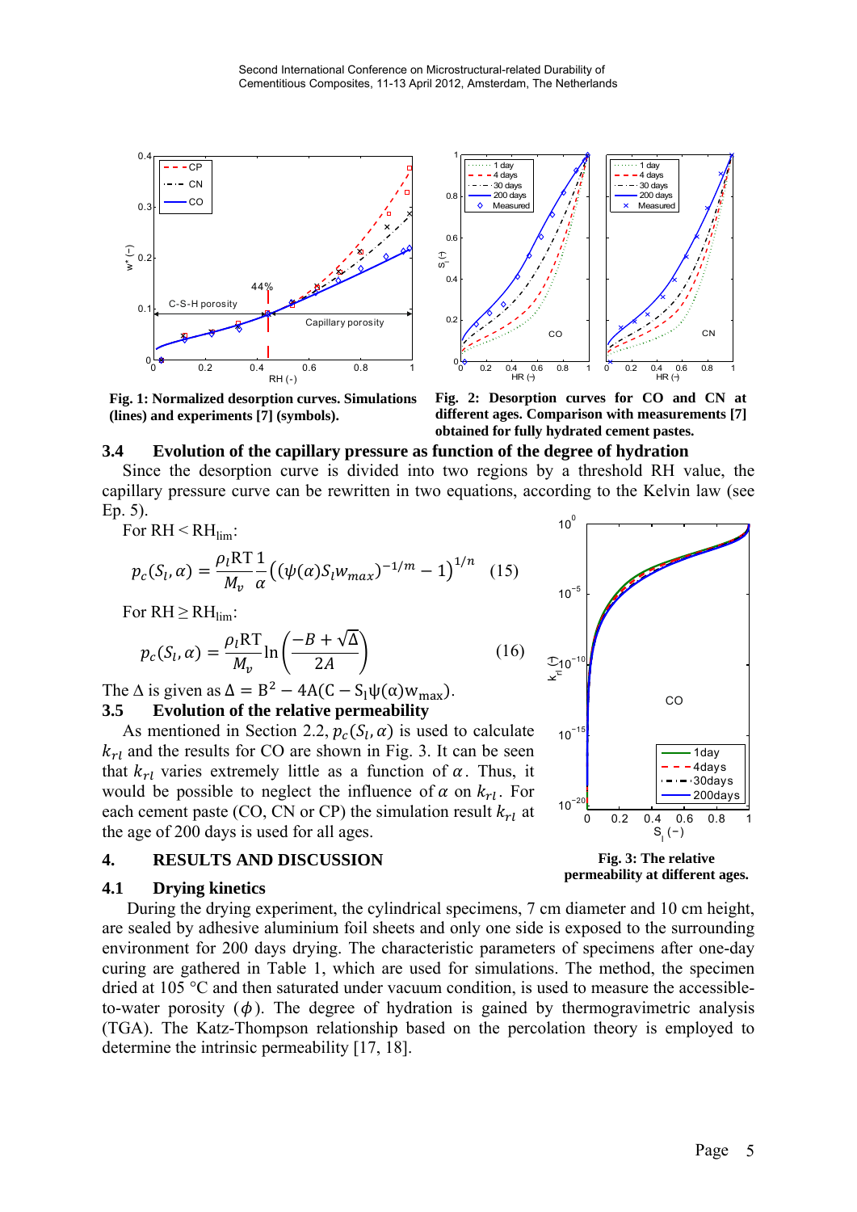**Fig. 1: Normalized desorption curves. Simulations (lines) and experiments [7] (symbols).**

**Fig. 2: Desorption curves for CO and CN at different ages. Comparison with measurements [7] obtained for fully hydrated cement pastes.**

### 3.4 Evolution of the capillary pressure as function of the degree of hydration

Since the desorption curve is divided into two regions by a threshold RH value, the capillary pressure curve can be rewritten in two equations, according to the Kelvin law (see Ep. 5).

For RH < $RH_{lim}$:

$$p_c(S_l, \alpha) = \frac{\rho_l RT}{M_v}\frac{1}{\alpha}\left((\psi(\alpha)S_l w_{max})^{-1/m} - 1\right)^{1/n} \quad (15)$$

For RH ≥ $RH_{lim}$:

$$p_c(S_l, \alpha) = \frac{\rho_l RT}{M_v}\ln\left(\frac{-B+\sqrt{\Delta}}{2A}\right) \quad (16)$$

The $\Delta$ is given as $\Delta = B^2 - 4A(C - S_l\psi(\alpha)w_{max})$.

### 3.5 Evolution of the relative permeability

As mentioned in Section 2.2, $p_c(S_l, \alpha)$ is used to calculate $k_{rl}$ and the results for CO are shown in Fig. 3. It can be seen that $k_{rl}$ varies extremely little as a function of $\alpha$. Thus, it would be possible to neglect the influence of $\alpha$ on $k_{rl}$. For each cement paste (CO, CN or CP) the simulation result $k_{rl}$ at the age of 200 days is used for all ages.

**Fig. 3: The relative permeability at different ages.**

## 4. RESULTS AND DISCUSSION

### 4.1 Drying kinetics

During the drying experiment, the cylindrical specimens, 7 cm diameter and 10 cm height, are sealed by adhesive aluminium foil sheets and only one side is exposed to the surrounding environment for 200 days drying. The characteristic parameters of specimens after one-day curing are gathered in Table 1, which are used for simulations. The method, the specimen dried at 105 °C and then saturated under vacuum condition, is used to measure the accessible-to-water porosity ($\phi$). The degree of hydration is gained by thermogravimetric analysis (TGA). The Katz-Thompson relationship based on the percolation theory is employed to determine the intrinsic permeability [17, 18].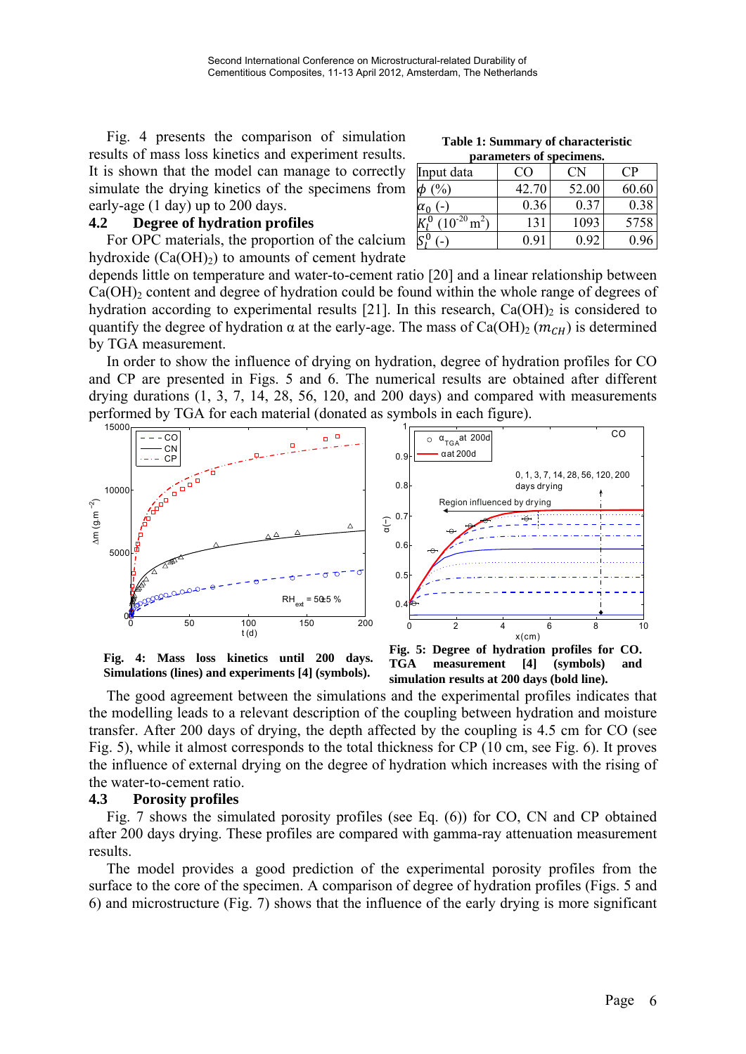Fig. 4 presents the comparison of simulation results of mass loss kinetics and experiment results. It is shown that the model can manage to correctly simulate the drying kinetics of the specimens from early-age (1 day) up to 200 days.

**Table 1: Summary of characteristic parameters of specimens.**

| Input data | CO | CN | CP |
|---|---|---|---|
| $\phi$ (%) | 42.70 | 52.00 | 60.60 |
| $\alpha_0$ (-) | 0.36 | 0.37 | 0.38 |
| $K_l^0$ ($10^{-20}$ m$^2$) | 131 | 1093 | 5758 |
| $S_l^0$ (-) | 0.91 | 0.92 | 0.96 |

## 4.2 Degree of hydration profiles

For OPC materials, the proportion of the calcium hydroxide ($Ca(OH)_2$) to amounts of cement hydrate depends little on temperature and water-to-cement ratio [20] and a linear relationship between $Ca(OH)_2$ content and degree of hydration could be found within the whole range of degrees of hydration according to experimental results [21]. In this research, $Ca(OH)_2$ is considered to quantify the degree of hydration α at the early-age. The mass of $Ca(OH)_2$ ($m_{CH}$) is determined by TGA measurement.

In order to show the influence of drying on hydration, degree of hydration profiles for CO and CP are presented in Figs. 5 and 6. The numerical results are obtained after different drying durations (1, 3, 7, 14, 28, 56, 120, and 200 days) and compared with measurements performed by TGA for each material (donated as symbols in each figure).

**Fig. 4: Mass loss kinetics until 200 days. Simulations (lines) and experiments [4] (symbols).**

**Fig. 5: Degree of hydration profiles for CO. TGA measurement [4] (symbols) and simulation results at 200 days (bold line).**

The good agreement between the simulations and the experimental profiles indicates that the modelling leads to a relevant description of the coupling between hydration and moisture transfer. After 200 days of drying, the depth affected by the coupling is 4.5 cm for CO (see Fig. 5), while it almost corresponds to the total thickness for CP (10 cm, see Fig. 6). It proves the influence of external drying on the degree of hydration which increases with the rising of the water-to-cement ratio.

## 4.3 Porosity profiles

Fig. 7 shows the simulated porosity profiles (see Eq. (6)) for CO, CN and CP obtained after 200 days drying. These profiles are compared with gamma-ray attenuation measurement results.

The model provides a good prediction of the experimental porosity profiles from the surface to the core of the specimen. A comparison of degree of hydration profiles (Figs. 5 and 6) and microstructure (Fig. 7) shows that the influence of the early drying is more significant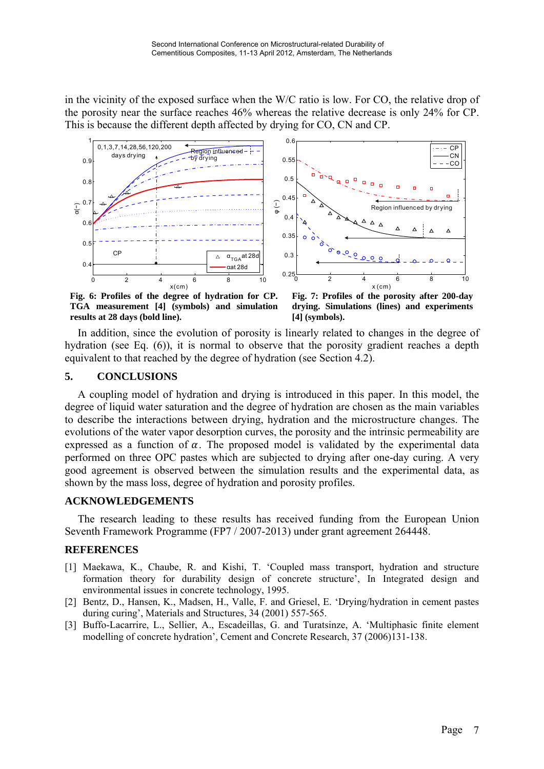in the vicinity of the exposed surface when the W/C ratio is low. For CO, the relative drop of the porosity near the surface reaches 46% whereas the relative decrease is only 24% for CP. This is because the different depth affected by drying for CO, CN and CP.

**Fig. 6: Profiles of the degree of hydration for CP. TGA measurement [4] (symbols) and simulation results at 28 days (bold line).**

**Fig. 7: Profiles of the porosity after 200-day drying. Simulations (lines) and experiments [4] (symbols).**

In addition, since the evolution of porosity is linearly related to changes in the degree of hydration (see Eq. (6)), it is normal to observe that the porosity gradient reaches a depth equivalent to that reached by the degree of hydration (see Section 4.2).

## 5. CONCLUSIONS

A coupling model of hydration and drying is introduced in this paper. In this model, the degree of liquid water saturation and the degree of hydration are chosen as the main variables to describe the interactions between drying, hydration and the microstructure changes. The evolutions of the water vapor desorption curves, the porosity and the intrinsic permeability are expressed as a function of $\alpha$. The proposed model is validated by the experimental data performed on three OPC pastes which are subjected to drying after one-day curing. A very good agreement is observed between the simulation results and the experimental data, as shown by the mass loss, degree of hydration and porosity profiles.

## ACKNOWLEDGEMENTS

The research leading to these results has received funding from the European Union Seventh Framework Programme (FP7 / 2007-2013) under grant agreement 264448.

## REFERENCES

[1] Maekawa, K., Chaube, R. and Kishi, T. 'Coupled mass transport, hydration and structure formation theory for durability design of concrete structure', In Integrated design and environmental issues in concrete technology, 1995.

[2] Bentz, D., Hansen, K., Madsen, H., Valle, F. and Griesel, E. 'Drying/hydration in cement pastes during curing', Materials and Structures, 34 (2001) 557-565.

[3] Buffo-Lacarrire, L., Sellier, A., Escadeillas, G. and Turatsinze, A. 'Multiphasic finite element modelling of concrete hydration', Cement and Concrete Research, 37 (2006)131-138.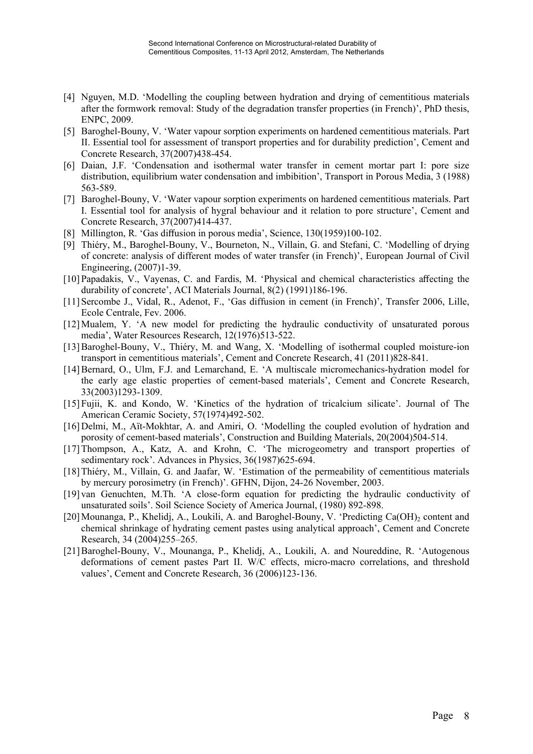[4] Nguyen, M.D. 'Modelling the coupling between hydration and drying of cementitious materials after the formwork removal: Study of the degradation transfer properties (in French)', PhD thesis, ENPC, 2009.

[5] Baroghel-Bouny, V. 'Water vapour sorption experiments on hardened cementitious materials. Part II. Essential tool for assessment of transport properties and for durability prediction', Cement and Concrete Research, 37(2007)438-454.

[6] Daian, J.F. 'Condensation and isothermal water transfer in cement mortar part I: pore size distribution, equilibrium water condensation and imbibition', Transport in Porous Media, 3 (1988) 563-589.

[7] Baroghel-Bouny, V. 'Water vapour sorption experiments on hardened cementitious materials. Part I. Essential tool for analysis of hygral behaviour and it relation to pore structure', Cement and Concrete Research, 37(2007)414-437.

[8] Millington, R. 'Gas diffusion in porous media', Science, 130(1959)100-102.

[9] Thiéry, M., Baroghel-Bouny, V., Bourneton, N., Villain, G. and Stefani, C. 'Modelling of drying of concrete: analysis of different modes of water transfer (in French)', European Journal of Civil Engineering, (2007)1-39.

[10] Papadakis, V., Vayenas, C. and Fardis, M. 'Physical and chemical characteristics affecting the durability of concrete', ACI Materials Journal, 8(2) (1991)186-196.

[11] Sercombe J., Vidal, R., Adenot, F., 'Gas diffusion in cement (in French)', Transfer 2006, Lille, Ecole Centrale, Fev. 2006.

[12] Mualem, Y. 'A new model for predicting the hydraulic conductivity of unsaturated porous media', Water Resources Research, 12(1976)513-522.

[13] Baroghel-Bouny, V., Thiéry, M. and Wang, X. 'Modelling of isothermal coupled moisture-ion transport in cementitious materials', Cement and Concrete Research, 41 (2011)828-841.

[14] Bernard, O., Ulm, F.J. and Lemarchand, E. 'A multiscale micromechanics-hydration model for the early age elastic properties of cement-based materials', Cement and Concrete Research, 33(2003)1293-1309.

[15] Fujii, K. and Kondo, W. 'Kinetics of the hydration of tricalcium silicate'. Journal of The American Ceramic Society, 57(1974)492-502.

[16] Delmi, M., Aït-Mokhtar, A. and Amiri, O. 'Modelling the coupled evolution of hydration and porosity of cement-based materials', Construction and Building Materials, 20(2004)504-514.

[17] Thompson, A., Katz, A. and Krohn, C. 'The microgeometry and transport properties of sedimentary rock'. Advances in Physics, 36(1987)625-694.

[18] Thiéry, M., Villain, G. and Jaafar, W. 'Estimation of the permeability of cementitious materials by mercury porosimetry (in French)'. GFHN, Dijon, 24-26 November, 2003.

[19] van Genuchten, M.Th. 'A close-form equation for predicting the hydraulic conductivity of unsaturated soils'. Soil Science Society of America Journal, (1980) 892-898.

[20] Mounanga, P., Khelidj, A., Loukili, A. and Baroghel-Bouny, V. 'Predicting $Ca(OH)_2$ content and chemical shrinkage of hydrating cement pastes using analytical approach', Cement and Concrete Research, 34 (2004)255–265.

[21] Baroghel-Bouny, V., Mounanga, P., Khelidj, A., Loukili, A. and Noureddine, R. 'Autogenous deformations of cement pastes Part II. W/C effects, micro-macro correlations, and threshold values', Cement and Concrete Research, 36 (2006)123-136.